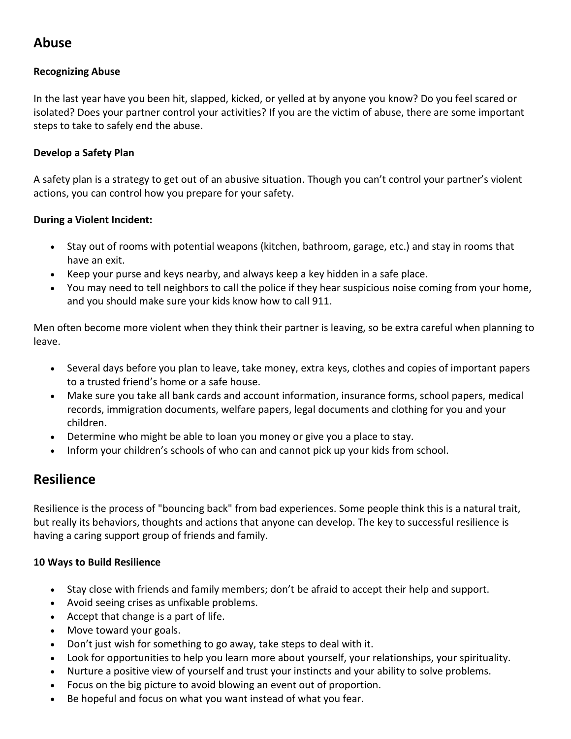## Abuse

### Recognizing Abuse

In the last year have you been hit, slapped, kicked, or yelled at by anyone you know? Do you feel scared or isolated? Does your partner control your activities? If you are the victim of abuse, there are some important steps to take to safely end the abuse.

### Develop a Safety Plan

A safety plan is a strategy to get out of an abusive situation. Though you can't control your partner's violent actions, you can control how you prepare for your safety.

### During a Violent Incident:

- Stay out of rooms with potential weapons (kitchen, bathroom, garage, etc.) and stay in rooms that have an exit.
- Keep your purse and keys nearby, and always keep a key hidden in a safe place.
- You may need to tell neighbors to call the police if they hear suspicious noise coming from your home, and you should make sure your kids know how to call 911.

Men often become more violent when they think their partner is leaving, so be extra careful when planning to leave.

- Several days before you plan to leave, take money, extra keys, clothes and copies of important papers to a trusted friend's home or a safe house.
- Make sure you take all bank cards and account information, insurance forms, school papers, medical records, immigration documents, welfare papers, legal documents and clothing for you and your children.
- Determine who might be able to loan you money or give you a place to stay.
- Inform your children's schools of who can and cannot pick up your kids from school.

## Resilience

Resilience is the process of "bouncing back" from bad experiences. Some people think this is a natural trait, but really its behaviors, thoughts and actions that anyone can develop. The key to successful resilience is having a caring support group of friends and family.

### 10 Ways to Build Resilience

- Stay close with friends and family members; don't be afraid to accept their help and support.
- Avoid seeing crises as unfixable problems.
- Accept that change is a part of life.
- Move toward your goals.
- Don't just wish for something to go away, take steps to deal with it.
- Look for opportunities to help you learn more about yourself, your relationships, your spirituality.
- Nurture a positive view of yourself and trust your instincts and your ability to solve problems.
- Focus on the big picture to avoid blowing an event out of proportion.
- Be hopeful and focus on what you want instead of what you fear.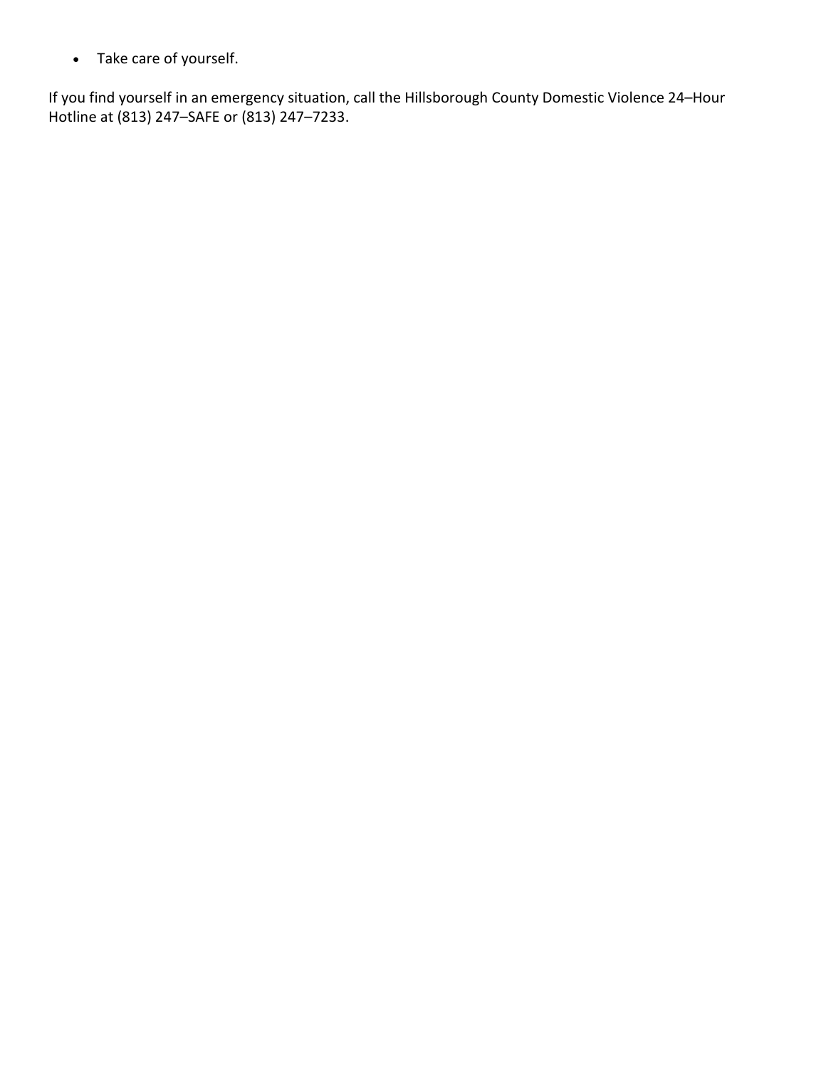- Take care of yourself.

If you find yourself in an emergency situation, call the Hillsborough County Domestic Violence 24–Hour Hotline at (813) 247–SAFE or (813) 247–7233.